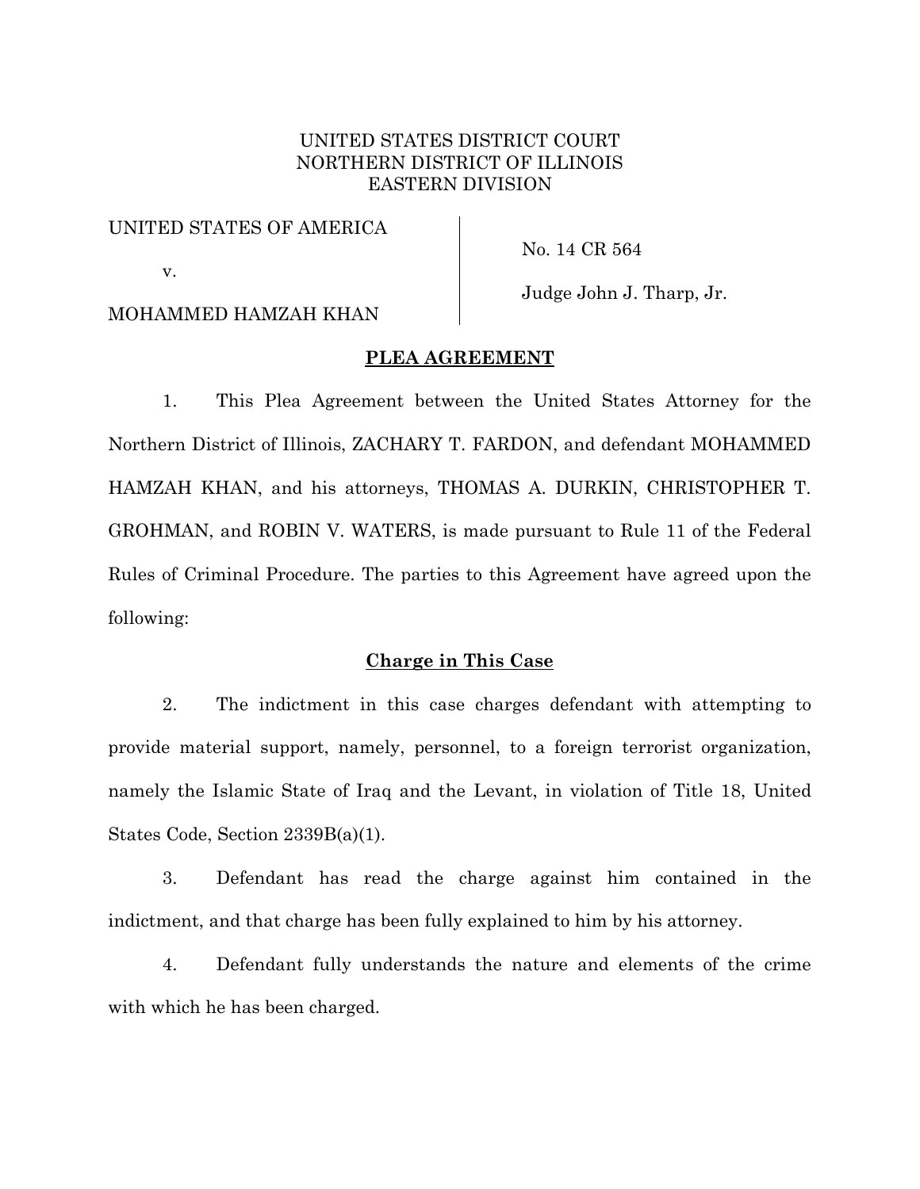UNITED STATES DISTRICT COURT
NORTHERN DISTRICT OF ILLINOIS
EASTERN DIVISION

| | |
|---|---|
| UNITED STATES OF AMERICA | No. 14 CR 564 |
| v. | |
| MOHAMMED HAMZAH KHAN | Judge John J. Tharp, Jr. |

**PLEA AGREEMENT**

1. This Plea Agreement between the United States Attorney for the Northern District of Illinois, ZACHARY T. FARDON, and defendant MOHAMMED HAMZAH KHAN, and his attorneys, THOMAS A. DURKIN, CHRISTOPHER T. GROHMAN, and ROBIN V. WATERS, is made pursuant to Rule 11 of the Federal Rules of Criminal Procedure. The parties to this Agreement have agreed upon the following:

**Charge in This Case**

2. The indictment in this case charges defendant with attempting to provide material support, namely, personnel, to a foreign terrorist organization, namely the Islamic State of Iraq and the Levant, in violation of Title 18, United States Code, Section 2339B(a)(1).

3. Defendant has read the charge against him contained in the indictment, and that charge has been fully explained to him by his attorney.

4. Defendant fully understands the nature and elements of the crime with which he has been charged.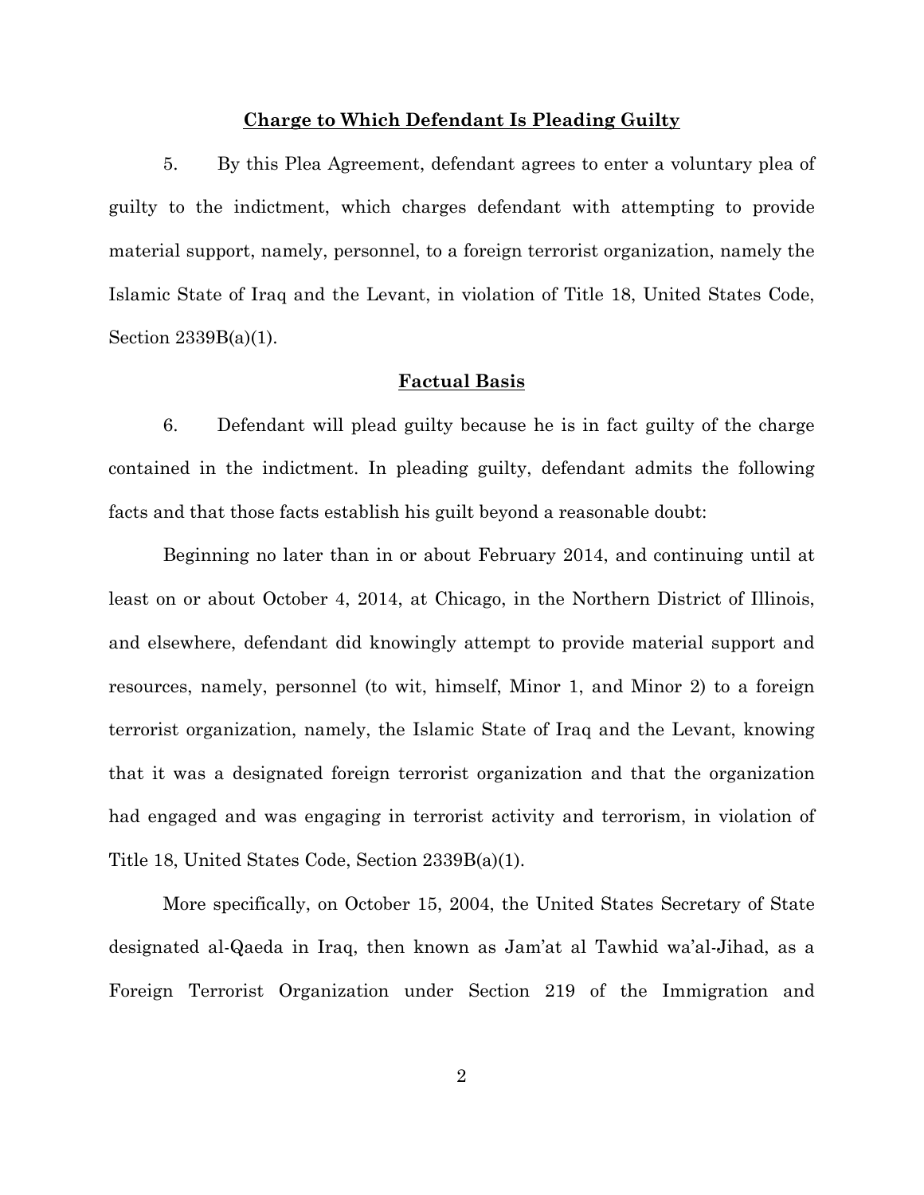**Charge to Which Defendant Is Pleading Guilty**

5. By this Plea Agreement, defendant agrees to enter a voluntary plea of guilty to the indictment, which charges defendant with attempting to provide material support, namely, personnel, to a foreign terrorist organization, namely the Islamic State of Iraq and the Levant, in violation of Title 18, United States Code, Section 2339B(a)(1).

**Factual Basis**

6. Defendant will plead guilty because he is in fact guilty of the charge contained in the indictment. In pleading guilty, defendant admits the following facts and that those facts establish his guilt beyond a reasonable doubt:

Beginning no later than in or about February 2014, and continuing until at least on or about October 4, 2014, at Chicago, in the Northern District of Illinois, and elsewhere, defendant did knowingly attempt to provide material support and resources, namely, personnel (to wit, himself, Minor 1, and Minor 2) to a foreign terrorist organization, namely, the Islamic State of Iraq and the Levant, knowing that it was a designated foreign terrorist organization and that the organization had engaged and was engaging in terrorist activity and terrorism, in violation of Title 18, United States Code, Section 2339B(a)(1).

More specifically, on October 15, 2004, the United States Secretary of State designated al-Qaeda in Iraq, then known as Jam'at al Tawhid wa'al-Jihad, as a Foreign Terrorist Organization under Section 219 of the Immigration and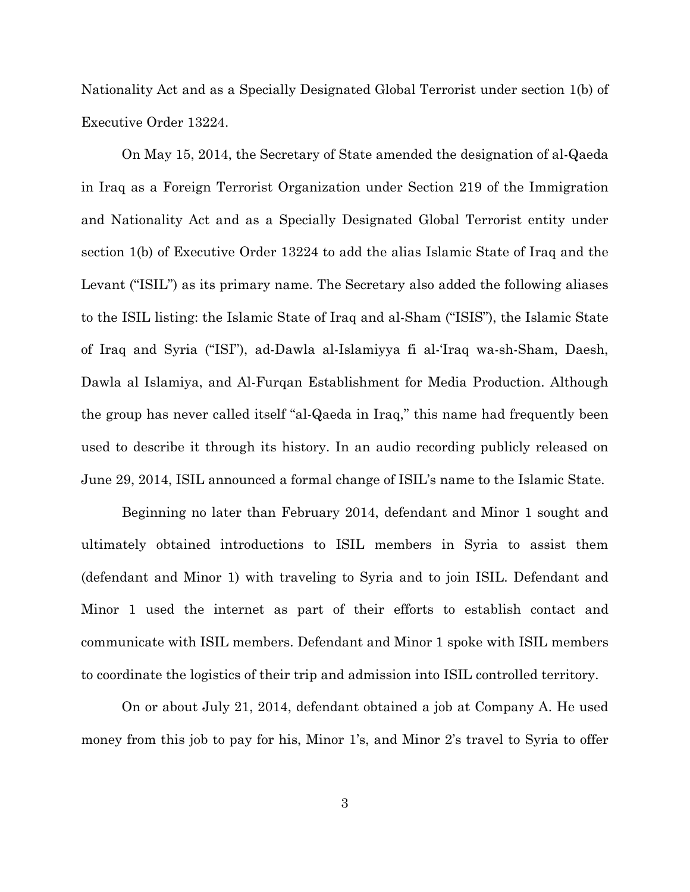Nationality Act and as a Specially Designated Global Terrorist under section 1(b) of Executive Order 13224.

On May 15, 2014, the Secretary of State amended the designation of al-Qaeda in Iraq as a Foreign Terrorist Organization under Section 219 of the Immigration and Nationality Act and as a Specially Designated Global Terrorist entity under section 1(b) of Executive Order 13224 to add the alias Islamic State of Iraq and the Levant ("ISIL") as its primary name. The Secretary also added the following aliases to the ISIL listing: the Islamic State of Iraq and al-Sham ("ISIS"), the Islamic State of Iraq and Syria ("ISI"), ad-Dawla al-Islamiyya fi al-'Iraq wa-sh-Sham, Daesh, Dawla al Islamiya, and Al-Furqan Establishment for Media Production. Although the group has never called itself "al-Qaeda in Iraq," this name had frequently been used to describe it through its history. In an audio recording publicly released on June 29, 2014, ISIL announced a formal change of ISIL's name to the Islamic State.

Beginning no later than February 2014, defendant and Minor 1 sought and ultimately obtained introductions to ISIL members in Syria to assist them (defendant and Minor 1) with traveling to Syria and to join ISIL. Defendant and Minor 1 used the internet as part of their efforts to establish contact and communicate with ISIL members. Defendant and Minor 1 spoke with ISIL members to coordinate the logistics of their trip and admission into ISIL controlled territory.

On or about July 21, 2014, defendant obtained a job at Company A. He used money from this job to pay for his, Minor 1's, and Minor 2's travel to Syria to offer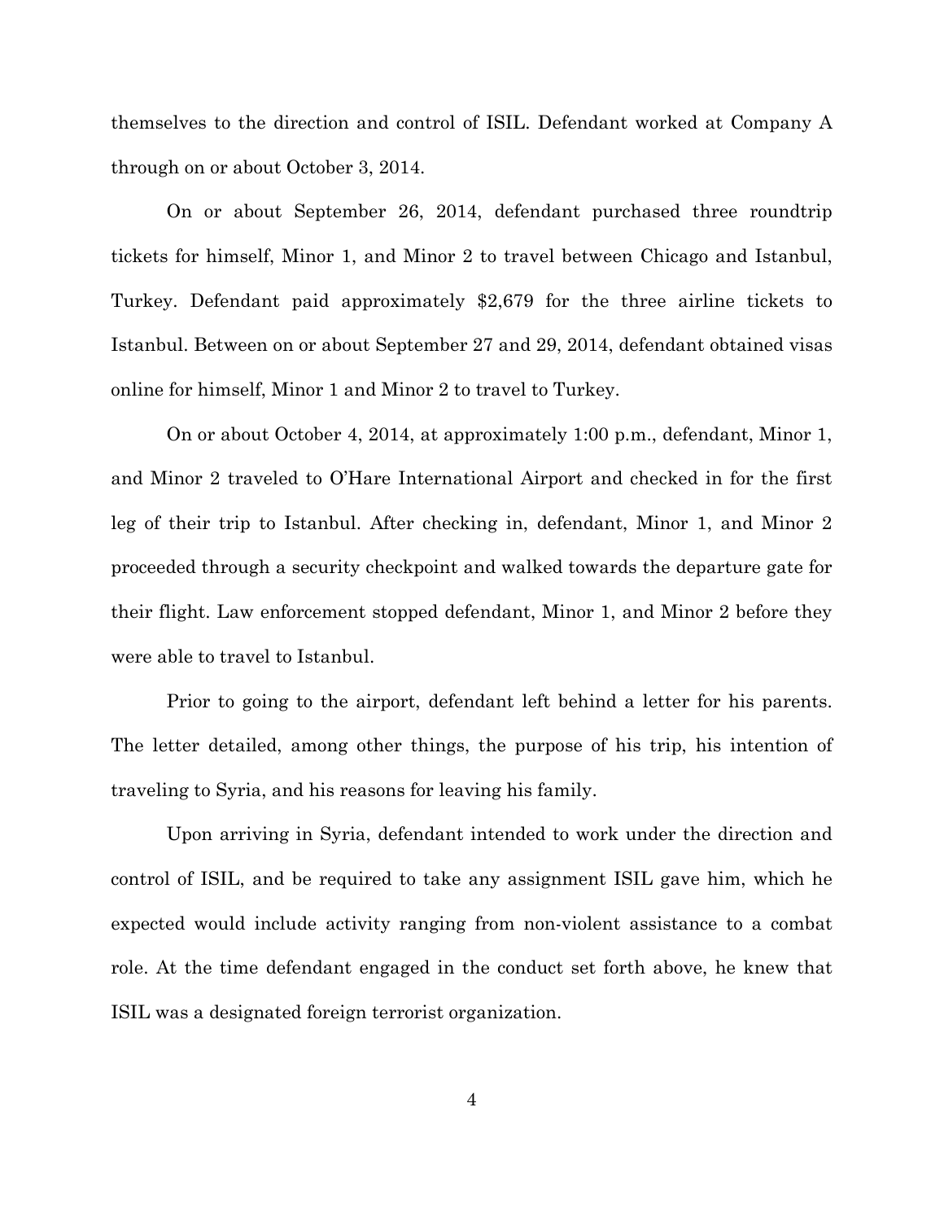themselves to the direction and control of ISIL. Defendant worked at Company A through on or about October 3, 2014.

On or about September 26, 2014, defendant purchased three roundtrip tickets for himself, Minor 1, and Minor 2 to travel between Chicago and Istanbul, Turkey. Defendant paid approximately $2,679 for the three airline tickets to Istanbul. Between on or about September 27 and 29, 2014, defendant obtained visas online for himself, Minor 1 and Minor 2 to travel to Turkey.

On or about October 4, 2014, at approximately 1:00 p.m., defendant, Minor 1, and Minor 2 traveled to O'Hare International Airport and checked in for the first leg of their trip to Istanbul. After checking in, defendant, Minor 1, and Minor 2 proceeded through a security checkpoint and walked towards the departure gate for their flight. Law enforcement stopped defendant, Minor 1, and Minor 2 before they were able to travel to Istanbul.

Prior to going to the airport, defendant left behind a letter for his parents. The letter detailed, among other things, the purpose of his trip, his intention of traveling to Syria, and his reasons for leaving his family.

Upon arriving in Syria, defendant intended to work under the direction and control of ISIL, and be required to take any assignment ISIL gave him, which he expected would include activity ranging from non-violent assistance to a combat role. At the time defendant engaged in the conduct set forth above, he knew that ISIL was a designated foreign terrorist organization.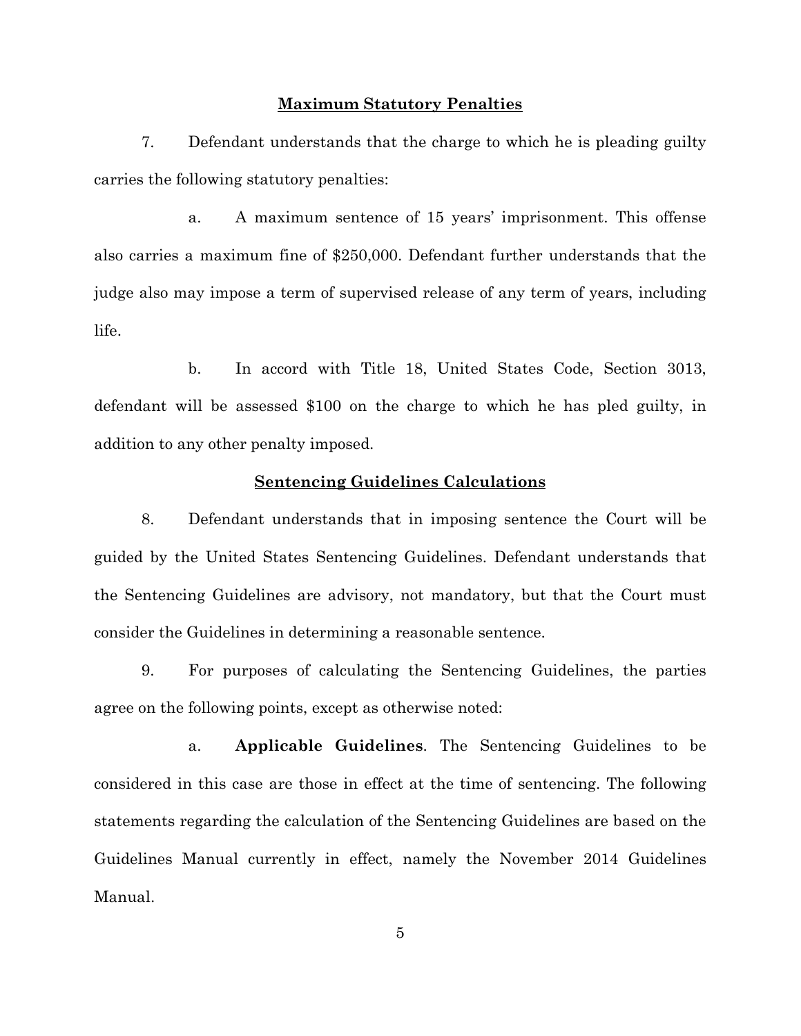## Maximum Statutory Penalties

7. Defendant understands that the charge to which he is pleading guilty carries the following statutory penalties:

a. A maximum sentence of 15 years' imprisonment. This offense also carries a maximum fine of $250,000. Defendant further understands that the judge also may impose a term of supervised release of any term of years, including life.

b. In accord with Title 18, United States Code, Section 3013, defendant will be assessed $100 on the charge to which he has pled guilty, in addition to any other penalty imposed.

## Sentencing Guidelines Calculations

8. Defendant understands that in imposing sentence the Court will be guided by the United States Sentencing Guidelines. Defendant understands that the Sentencing Guidelines are advisory, not mandatory, but that the Court must consider the Guidelines in determining a reasonable sentence.

9. For purposes of calculating the Sentencing Guidelines, the parties agree on the following points, except as otherwise noted:

a. **Applicable Guidelines**. The Sentencing Guidelines to be considered in this case are those in effect at the time of sentencing. The following statements regarding the calculation of the Sentencing Guidelines are based on the Guidelines Manual currently in effect, namely the November 2014 Guidelines Manual.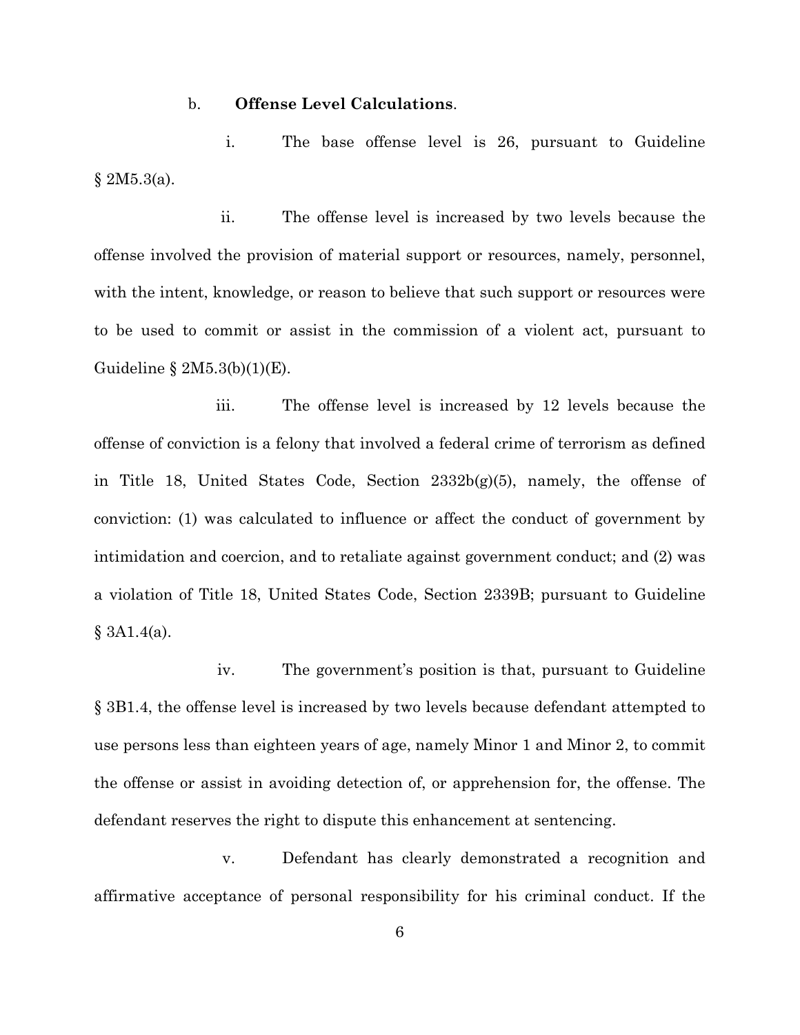b. **Offense Level Calculations**.

i. The base offense level is 26, pursuant to Guideline § 2M5.3(a).

ii. The offense level is increased by two levels because the offense involved the provision of material support or resources, namely, personnel, with the intent, knowledge, or reason to believe that such support or resources were to be used to commit or assist in the commission of a violent act, pursuant to Guideline § 2M5.3(b)(1)(E).

iii. The offense level is increased by 12 levels because the offense of conviction is a felony that involved a federal crime of terrorism as defined in Title 18, United States Code, Section 2332b(g)(5), namely, the offense of conviction: (1) was calculated to influence or affect the conduct of government by intimidation and coercion, and to retaliate against government conduct; and (2) was a violation of Title 18, United States Code, Section 2339B; pursuant to Guideline § 3A1.4(a).

iv. The government's position is that, pursuant to Guideline § 3B1.4, the offense level is increased by two levels because defendant attempted to use persons less than eighteen years of age, namely Minor 1 and Minor 2, to commit the offense or assist in avoiding detection of, or apprehension for, the offense. The defendant reserves the right to dispute this enhancement at sentencing.

v. Defendant has clearly demonstrated a recognition and affirmative acceptance of personal responsibility for his criminal conduct. If the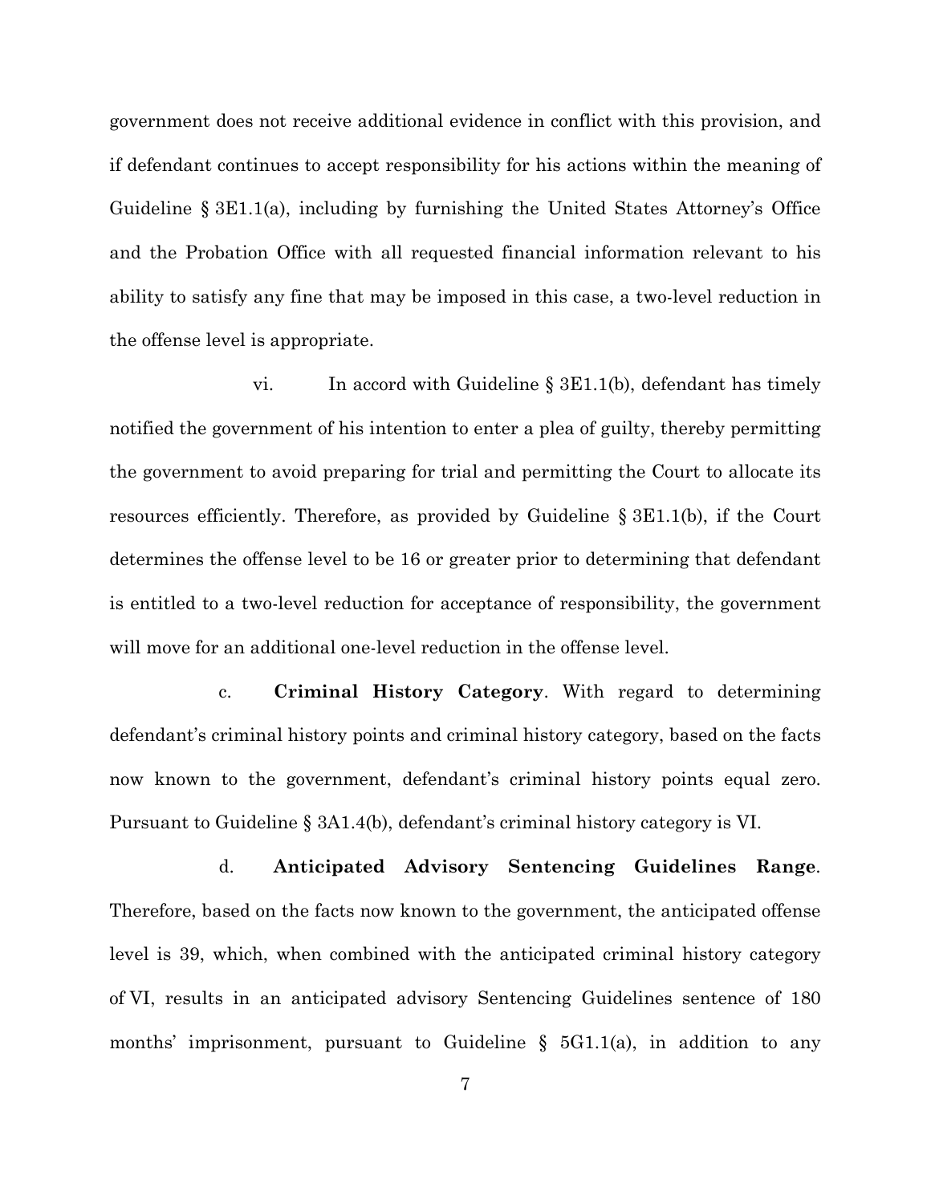government does not receive additional evidence in conflict with this provision, and if defendant continues to accept responsibility for his actions within the meaning of Guideline § 3E1.1(a), including by furnishing the United States Attorney's Office and the Probation Office with all requested financial information relevant to his ability to satisfy any fine that may be imposed in this case, a two-level reduction in the offense level is appropriate.

vi. In accord with Guideline § 3E1.1(b), defendant has timely notified the government of his intention to enter a plea of guilty, thereby permitting the government to avoid preparing for trial and permitting the Court to allocate its resources efficiently. Therefore, as provided by Guideline § 3E1.1(b), if the Court determines the offense level to be 16 or greater prior to determining that defendant is entitled to a two-level reduction for acceptance of responsibility, the government will move for an additional one-level reduction in the offense level.

c. **Criminal History Category**. With regard to determining defendant's criminal history points and criminal history category, based on the facts now known to the government, defendant's criminal history points equal zero. Pursuant to Guideline § 3A1.4(b), defendant's criminal history category is VI.

d. **Anticipated Advisory Sentencing Guidelines Range**. Therefore, based on the facts now known to the government, the anticipated offense level is 39, which, when combined with the anticipated criminal history category of VI, results in an anticipated advisory Sentencing Guidelines sentence of 180 months' imprisonment, pursuant to Guideline § 5G1.1(a), in addition to any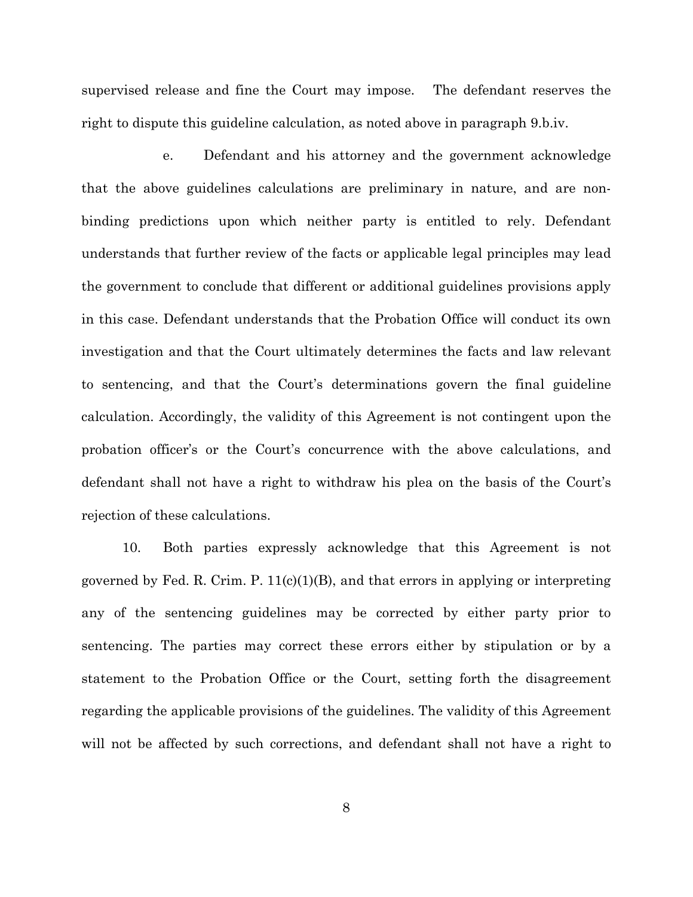supervised release and fine the Court may impose. The defendant reserves the right to dispute this guideline calculation, as noted above in paragraph 9.b.iv.

e. Defendant and his attorney and the government acknowledge that the above guidelines calculations are preliminary in nature, and are non-binding predictions upon which neither party is entitled to rely. Defendant understands that further review of the facts or applicable legal principles may lead the government to conclude that different or additional guidelines provisions apply in this case. Defendant understands that the Probation Office will conduct its own investigation and that the Court ultimately determines the facts and law relevant to sentencing, and that the Court's determinations govern the final guideline calculation. Accordingly, the validity of this Agreement is not contingent upon the probation officer's or the Court's concurrence with the above calculations, and defendant shall not have a right to withdraw his plea on the basis of the Court's rejection of these calculations.

10. Both parties expressly acknowledge that this Agreement is not governed by Fed. R. Crim. P. 11(c)(1)(B), and that errors in applying or interpreting any of the sentencing guidelines may be corrected by either party prior to sentencing. The parties may correct these errors either by stipulation or by a statement to the Probation Office or the Court, setting forth the disagreement regarding the applicable provisions of the guidelines. The validity of this Agreement will not be affected by such corrections, and defendant shall not have a right to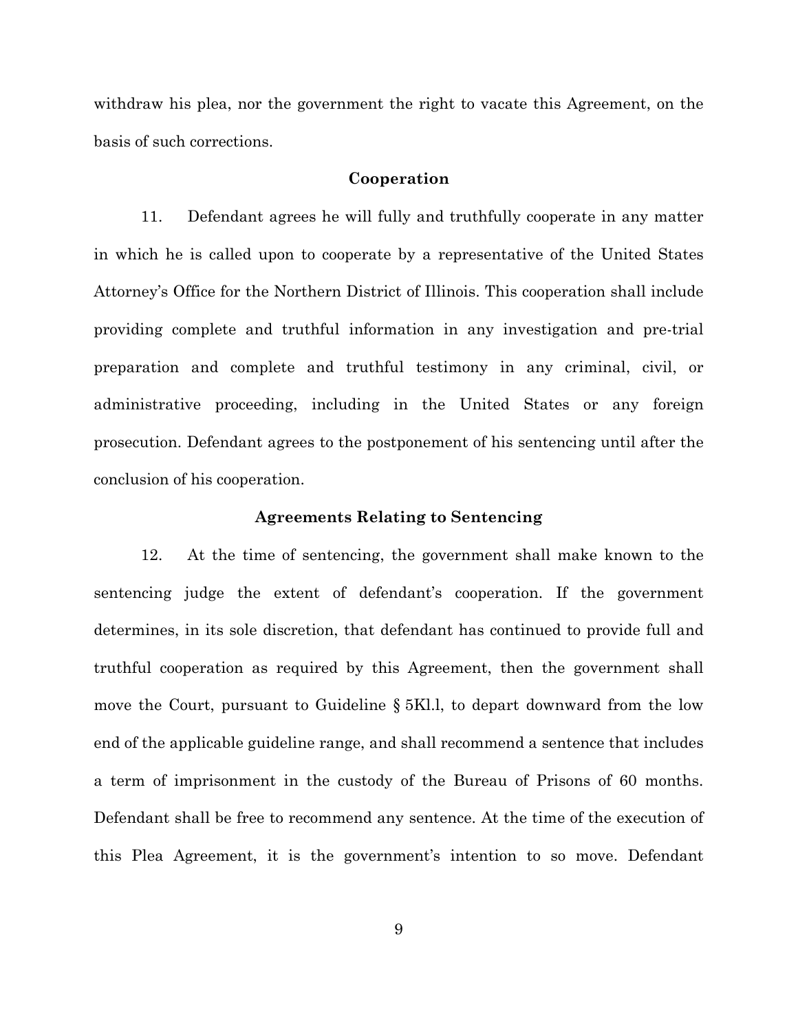withdraw his plea, nor the government the right to vacate this Agreement, on the basis of such corrections.

## Cooperation

11. Defendant agrees he will fully and truthfully cooperate in any matter in which he is called upon to cooperate by a representative of the United States Attorney's Office for the Northern District of Illinois. This cooperation shall include providing complete and truthful information in any investigation and pre-trial preparation and complete and truthful testimony in any criminal, civil, or administrative proceeding, including in the United States or any foreign prosecution. Defendant agrees to the postponement of his sentencing until after the conclusion of his cooperation.

## Agreements Relating to Sentencing

12. At the time of sentencing, the government shall make known to the sentencing judge the extent of defendant's cooperation. If the government determines, in its sole discretion, that defendant has continued to provide full and truthful cooperation as required by this Agreement, then the government shall move the Court, pursuant to Guideline § 5K1.1, to depart downward from the low end of the applicable guideline range, and shall recommend a sentence that includes a term of imprisonment in the custody of the Bureau of Prisons of 60 months. Defendant shall be free to recommend any sentence. At the time of the execution of this Plea Agreement, it is the government's intention to so move. Defendant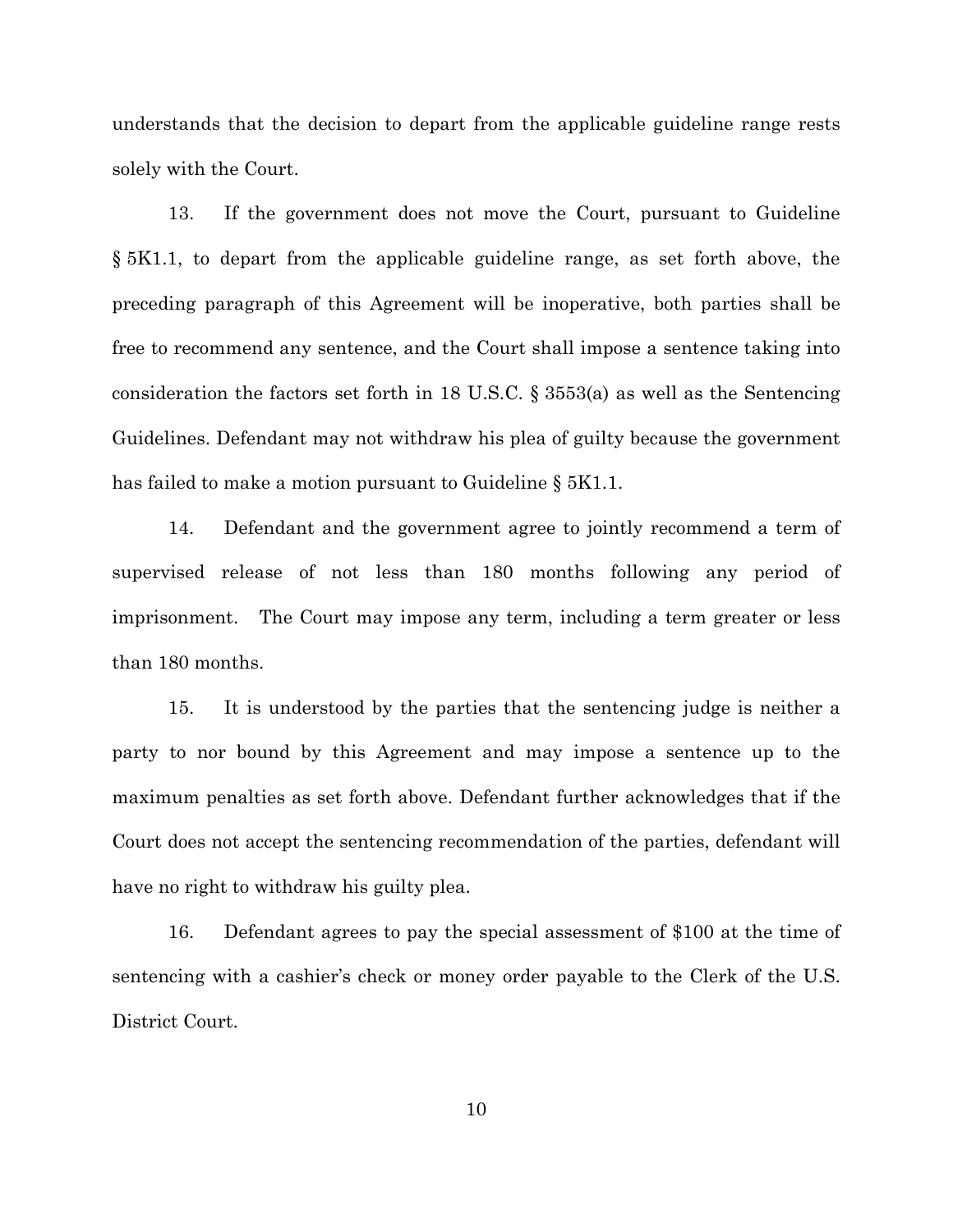understands that the decision to depart from the applicable guideline range rests solely with the Court.

13. If the government does not move the Court, pursuant to Guideline § 5K1.1, to depart from the applicable guideline range, as set forth above, the preceding paragraph of this Agreement will be inoperative, both parties shall be free to recommend any sentence, and the Court shall impose a sentence taking into consideration the factors set forth in 18 U.S.C. § 3553(a) as well as the Sentencing Guidelines. Defendant may not withdraw his plea of guilty because the government has failed to make a motion pursuant to Guideline § 5K1.1.

14. Defendant and the government agree to jointly recommend a term of supervised release of not less than 180 months following any period of imprisonment. The Court may impose any term, including a term greater or less than 180 months.

15. It is understood by the parties that the sentencing judge is neither a party to nor bound by this Agreement and may impose a sentence up to the maximum penalties as set forth above. Defendant further acknowledges that if the Court does not accept the sentencing recommendation of the parties, defendant will have no right to withdraw his guilty plea.

16. Defendant agrees to pay the special assessment of $100 at the time of sentencing with a cashier's check or money order payable to the Clerk of the U.S. District Court.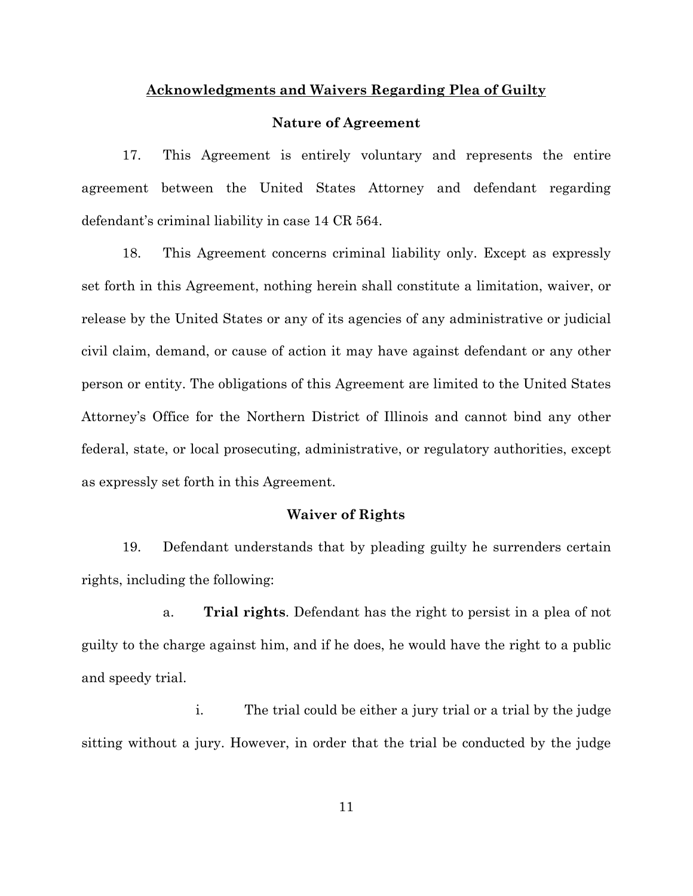## Acknowledgments and Waivers Regarding Plea of Guilty

### Nature of Agreement

17. This Agreement is entirely voluntary and represents the entire agreement between the United States Attorney and defendant regarding defendant's criminal liability in case 14 CR 564.

18. This Agreement concerns criminal liability only. Except as expressly set forth in this Agreement, nothing herein shall constitute a limitation, waiver, or release by the United States or any of its agencies of any administrative or judicial civil claim, demand, or cause of action it may have against defendant or any other person or entity. The obligations of this Agreement are limited to the United States Attorney's Office for the Northern District of Illinois and cannot bind any other federal, state, or local prosecuting, administrative, or regulatory authorities, except as expressly set forth in this Agreement.

### Waiver of Rights

19. Defendant understands that by pleading guilty he surrenders certain rights, including the following:

a. **Trial rights**. Defendant has the right to persist in a plea of not guilty to the charge against him, and if he does, he would have the right to a public and speedy trial.

i. The trial could be either a jury trial or a trial by the judge sitting without a jury. However, in order that the trial be conducted by the judge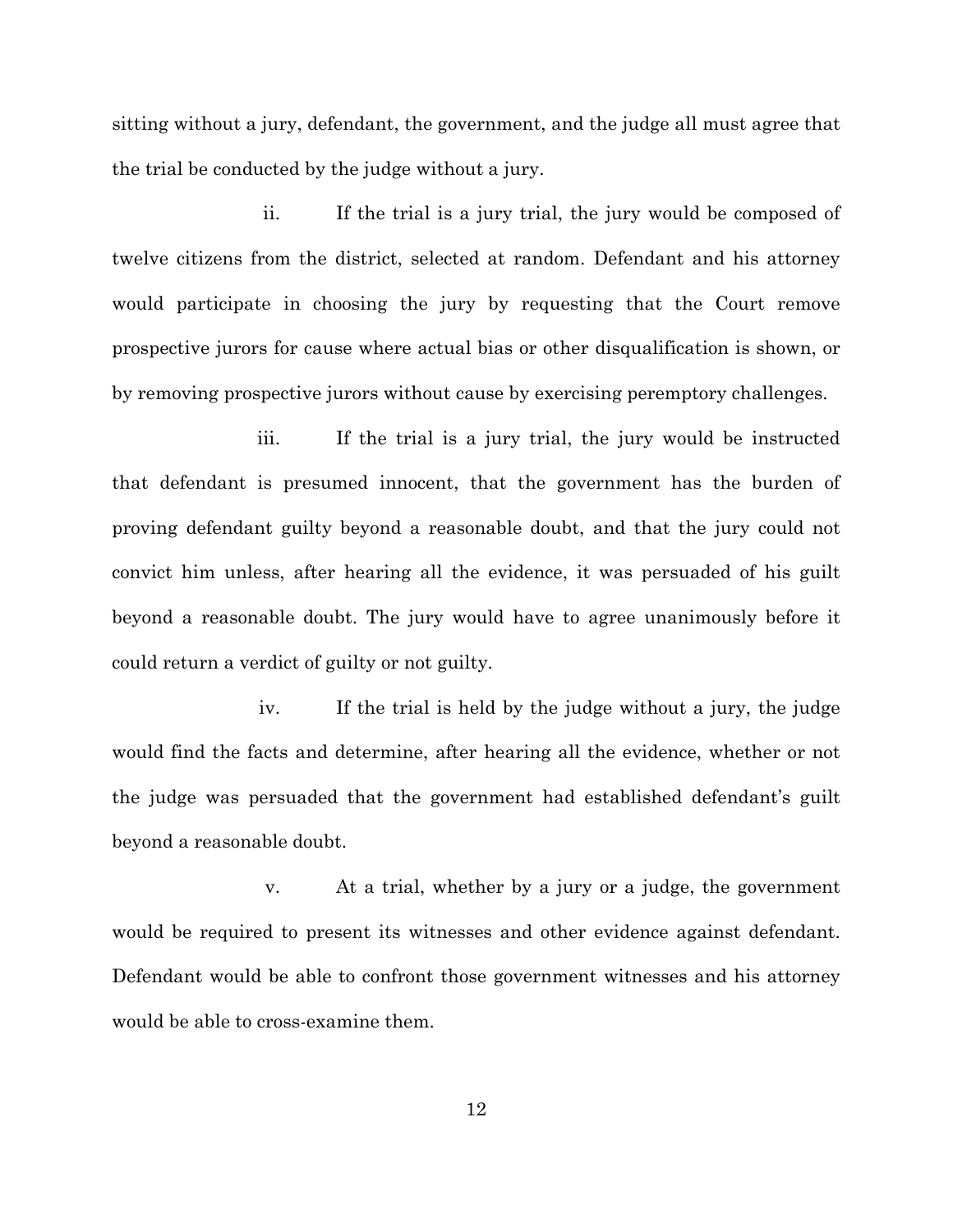sitting without a jury, defendant, the government, and the judge all must agree that the trial be conducted by the judge without a jury.

ii. If the trial is a jury trial, the jury would be composed of twelve citizens from the district, selected at random. Defendant and his attorney would participate in choosing the jury by requesting that the Court remove prospective jurors for cause where actual bias or other disqualification is shown, or by removing prospective jurors without cause by exercising peremptory challenges.

iii. If the trial is a jury trial, the jury would be instructed that defendant is presumed innocent, that the government has the burden of proving defendant guilty beyond a reasonable doubt, and that the jury could not convict him unless, after hearing all the evidence, it was persuaded of his guilt beyond a reasonable doubt. The jury would have to agree unanimously before it could return a verdict of guilty or not guilty.

iv. If the trial is held by the judge without a jury, the judge would find the facts and determine, after hearing all the evidence, whether or not the judge was persuaded that the government had established defendant's guilt beyond a reasonable doubt.

v. At a trial, whether by a jury or a judge, the government would be required to present its witnesses and other evidence against defendant. Defendant would be able to confront those government witnesses and his attorney would be able to cross-examine them.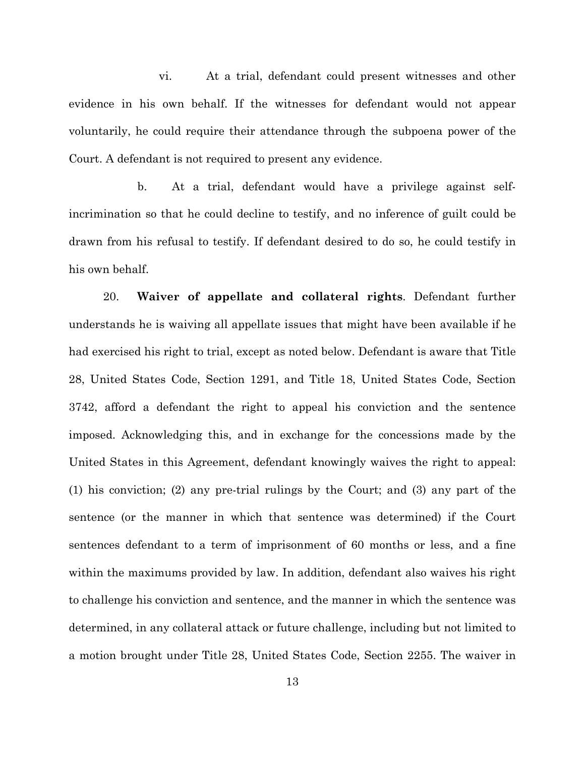vi. At a trial, defendant could present witnesses and other evidence in his own behalf. If the witnesses for defendant would not appear voluntarily, he could require their attendance through the subpoena power of the Court. A defendant is not required to present any evidence.

b. At a trial, defendant would have a privilege against self-incrimination so that he could decline to testify, and no inference of guilt could be drawn from his refusal to testify. If defendant desired to do so, he could testify in his own behalf.

20. **Waiver of appellate and collateral rights**. Defendant further understands he is waiving all appellate issues that might have been available if he had exercised his right to trial, except as noted below. Defendant is aware that Title 28, United States Code, Section 1291, and Title 18, United States Code, Section 3742, afford a defendant the right to appeal his conviction and the sentence imposed. Acknowledging this, and in exchange for the concessions made by the United States in this Agreement, defendant knowingly waives the right to appeal: (1) his conviction; (2) any pre-trial rulings by the Court; and (3) any part of the sentence (or the manner in which that sentence was determined) if the Court sentences defendant to a term of imprisonment of 60 months or less, and a fine within the maximums provided by law. In addition, defendant also waives his right to challenge his conviction and sentence, and the manner in which the sentence was determined, in any collateral attack or future challenge, including but not limited to a motion brought under Title 28, United States Code, Section 2255. The waiver in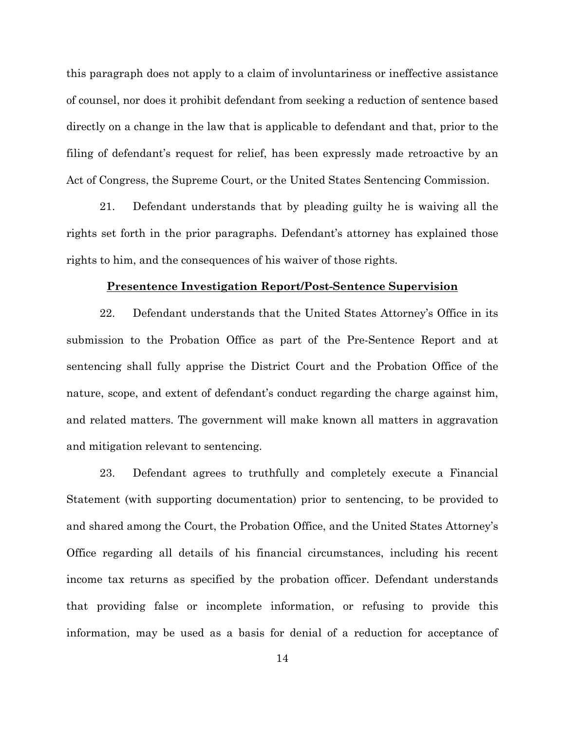this paragraph does not apply to a claim of involuntariness or ineffective assistance of counsel, nor does it prohibit defendant from seeking a reduction of sentence based directly on a change in the law that is applicable to defendant and that, prior to the filing of defendant's request for relief, has been expressly made retroactive by an Act of Congress, the Supreme Court, or the United States Sentencing Commission.

21. Defendant understands that by pleading guilty he is waiving all the rights set forth in the prior paragraphs. Defendant's attorney has explained those rights to him, and the consequences of his waiver of those rights.

**Presentence Investigation Report/Post-Sentence Supervision**

22. Defendant understands that the United States Attorney's Office in its submission to the Probation Office as part of the Pre-Sentence Report and at sentencing shall fully apprise the District Court and the Probation Office of the nature, scope, and extent of defendant's conduct regarding the charge against him, and related matters. The government will make known all matters in aggravation and mitigation relevant to sentencing.

23. Defendant agrees to truthfully and completely execute a Financial Statement (with supporting documentation) prior to sentencing, to be provided to and shared among the Court, the Probation Office, and the United States Attorney's Office regarding all details of his financial circumstances, including his recent income tax returns as specified by the probation officer. Defendant understands that providing false or incomplete information, or refusing to provide this information, may be used as a basis for denial of a reduction for acceptance of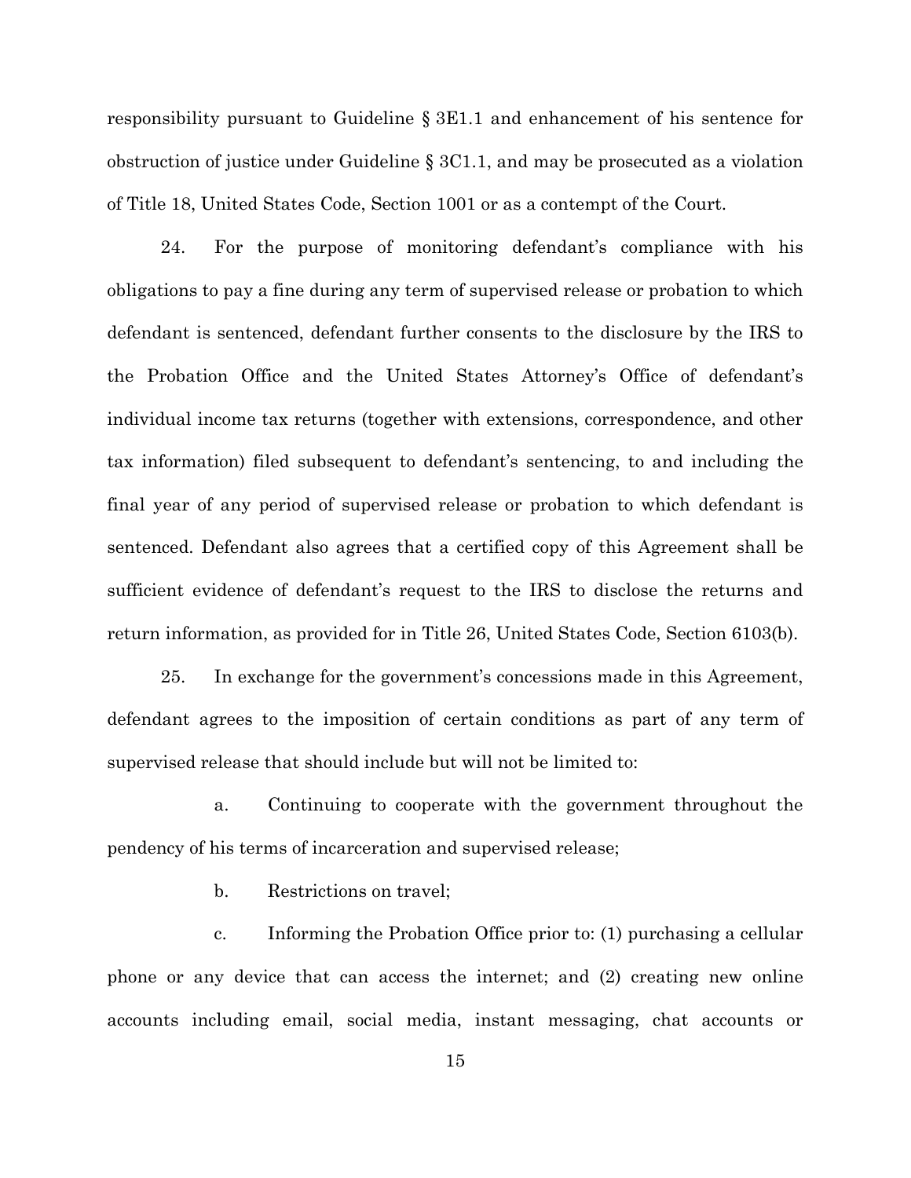responsibility pursuant to Guideline § 3E1.1 and enhancement of his sentence for obstruction of justice under Guideline § 3C1.1, and may be prosecuted as a violation of Title 18, United States Code, Section 1001 or as a contempt of the Court.

24. For the purpose of monitoring defendant's compliance with his obligations to pay a fine during any term of supervised release or probation to which defendant is sentenced, defendant further consents to the disclosure by the IRS to the Probation Office and the United States Attorney's Office of defendant's individual income tax returns (together with extensions, correspondence, and other tax information) filed subsequent to defendant's sentencing, to and including the final year of any period of supervised release or probation to which defendant is sentenced. Defendant also agrees that a certified copy of this Agreement shall be sufficient evidence of defendant's request to the IRS to disclose the returns and return information, as provided for in Title 26, United States Code, Section 6103(b).

25. In exchange for the government's concessions made in this Agreement, defendant agrees to the imposition of certain conditions as part of any term of supervised release that should include but will not be limited to:

a. Continuing to cooperate with the government throughout the pendency of his terms of incarceration and supervised release;

b. Restrictions on travel;

c. Informing the Probation Office prior to: (1) purchasing a cellular phone or any device that can access the internet; and (2) creating new online accounts including email, social media, instant messaging, chat accounts or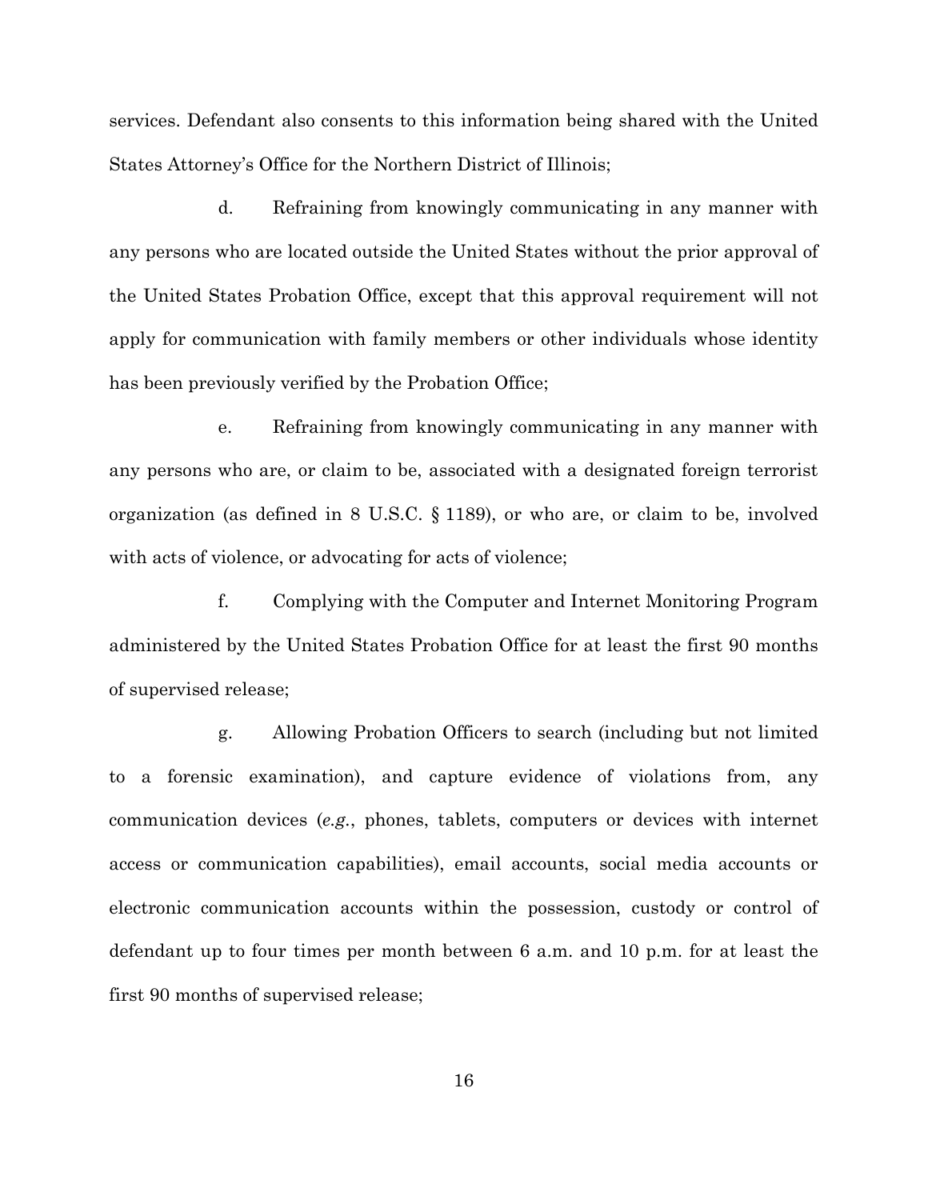services. Defendant also consents to this information being shared with the United States Attorney's Office for the Northern District of Illinois;

d. Refraining from knowingly communicating in any manner with any persons who are located outside the United States without the prior approval of the United States Probation Office, except that this approval requirement will not apply for communication with family members or other individuals whose identity has been previously verified by the Probation Office;

e. Refraining from knowingly communicating in any manner with any persons who are, or claim to be, associated with a designated foreign terrorist organization (as defined in 8 U.S.C. § 1189), or who are, or claim to be, involved with acts of violence, or advocating for acts of violence;

f. Complying with the Computer and Internet Monitoring Program administered by the United States Probation Office for at least the first 90 months of supervised release;

g. Allowing Probation Officers to search (including but not limited to a forensic examination), and capture evidence of violations from, any communication devices (*e.g.*, phones, tablets, computers or devices with internet access or communication capabilities), email accounts, social media accounts or electronic communication accounts within the possession, custody or control of defendant up to four times per month between 6 a.m. and 10 p.m. for at least the first 90 months of supervised release;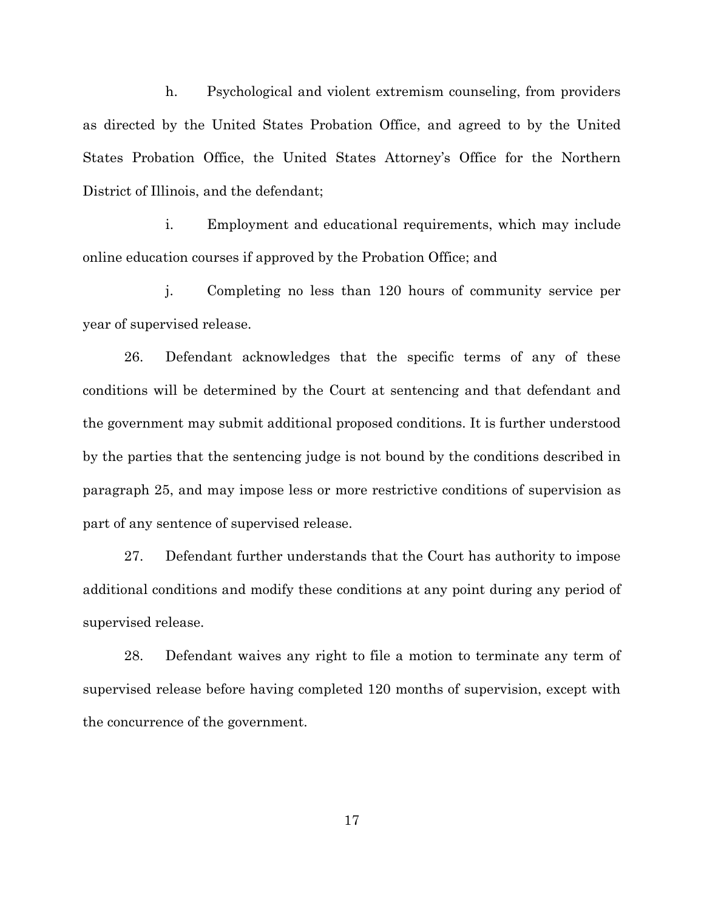h. Psychological and violent extremism counseling, from providers as directed by the United States Probation Office, and agreed to by the United States Probation Office, the United States Attorney's Office for the Northern District of Illinois, and the defendant;

i. Employment and educational requirements, which may include online education courses if approved by the Probation Office; and

j. Completing no less than 120 hours of community service per year of supervised release.

26. Defendant acknowledges that the specific terms of any of these conditions will be determined by the Court at sentencing and that defendant and the government may submit additional proposed conditions. It is further understood by the parties that the sentencing judge is not bound by the conditions described in paragraph 25, and may impose less or more restrictive conditions of supervision as part of any sentence of supervised release.

27. Defendant further understands that the Court has authority to impose additional conditions and modify these conditions at any point during any period of supervised release.

28. Defendant waives any right to file a motion to terminate any term of supervised release before having completed 120 months of supervision, except with the concurrence of the government.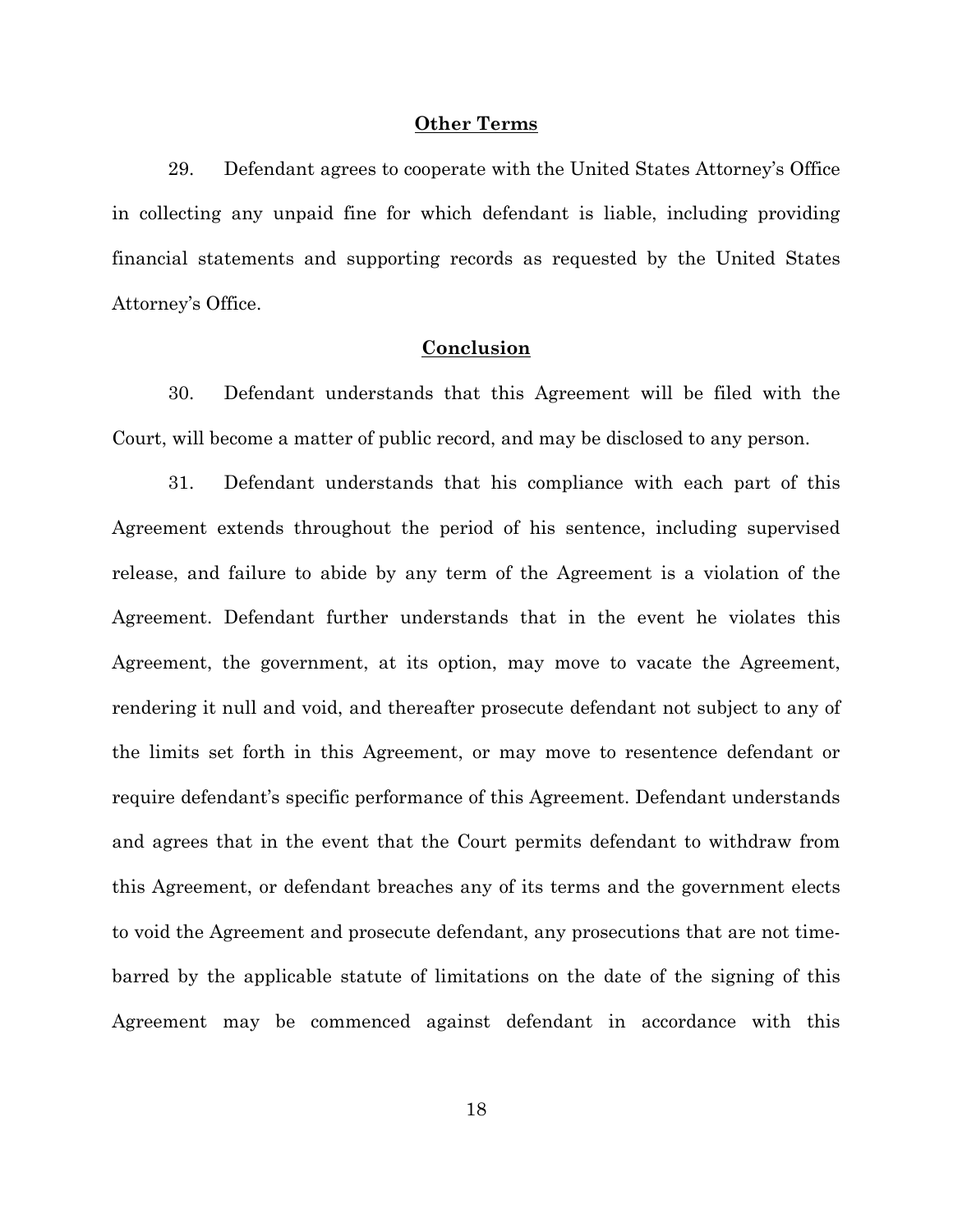## Other Terms

29. Defendant agrees to cooperate with the United States Attorney's Office in collecting any unpaid fine for which defendant is liable, including providing financial statements and supporting records as requested by the United States Attorney's Office.

## Conclusion

30. Defendant understands that this Agreement will be filed with the Court, will become a matter of public record, and may be disclosed to any person.

31. Defendant understands that his compliance with each part of this Agreement extends throughout the period of his sentence, including supervised release, and failure to abide by any term of the Agreement is a violation of the Agreement. Defendant further understands that in the event he violates this Agreement, the government, at its option, may move to vacate the Agreement, rendering it null and void, and thereafter prosecute defendant not subject to any of the limits set forth in this Agreement, or may move to resentence defendant or require defendant's specific performance of this Agreement. Defendant understands and agrees that in the event that the Court permits defendant to withdraw from this Agreement, or defendant breaches any of its terms and the government elects to void the Agreement and prosecute defendant, any prosecutions that are not time-barred by the applicable statute of limitations on the date of the signing of this Agreement may be commenced against defendant in accordance with this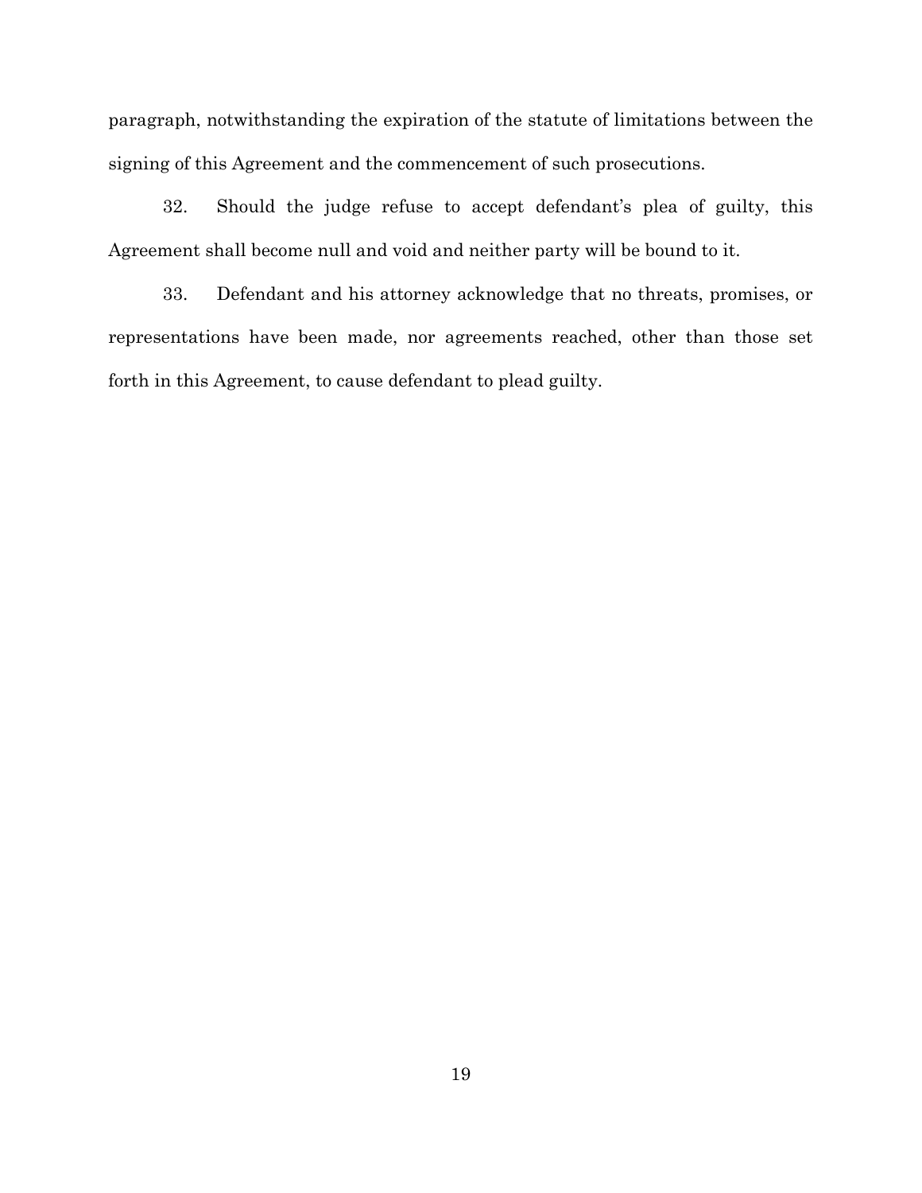paragraph, notwithstanding the expiration of the statute of limitations between the signing of this Agreement and the commencement of such prosecutions.

32. Should the judge refuse to accept defendant's plea of guilty, this Agreement shall become null and void and neither party will be bound to it.

33. Defendant and his attorney acknowledge that no threats, promises, or representations have been made, nor agreements reached, other than those set forth in this Agreement, to cause defendant to plead guilty.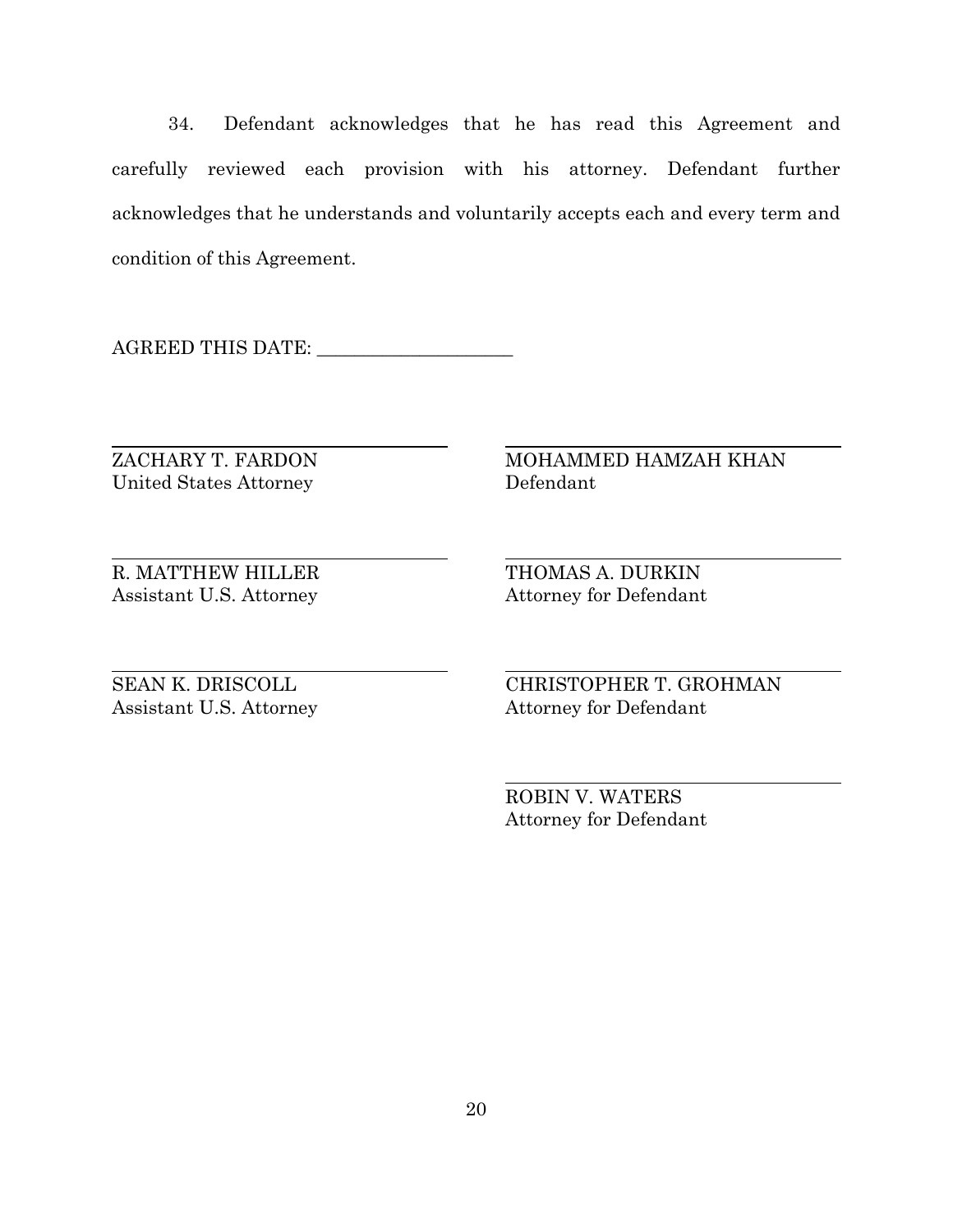34. Defendant acknowledges that he has read this Agreement and carefully reviewed each provision with his attorney. Defendant further acknowledges that he understands and voluntarily accepts each and every term and condition of this Agreement.

AGREED THIS DATE: ____________________

| | |
|---|---|
| ZACHARY T. FARDON<br>United States Attorney | MOHAMMED HAMZAH KHAN<br>Defendant |
| R. MATTHEW HILLER<br>Assistant U.S. Attorney | THOMAS A. DURKIN<br>Attorney for Defendant |
| SEAN K. DRISCOLL<br>Assistant U.S. Attorney | CHRISTOPHER T. GROHMAN<br>Attorney for Defendant |
| | ROBIN V. WATERS<br>Attorney for Defendant |